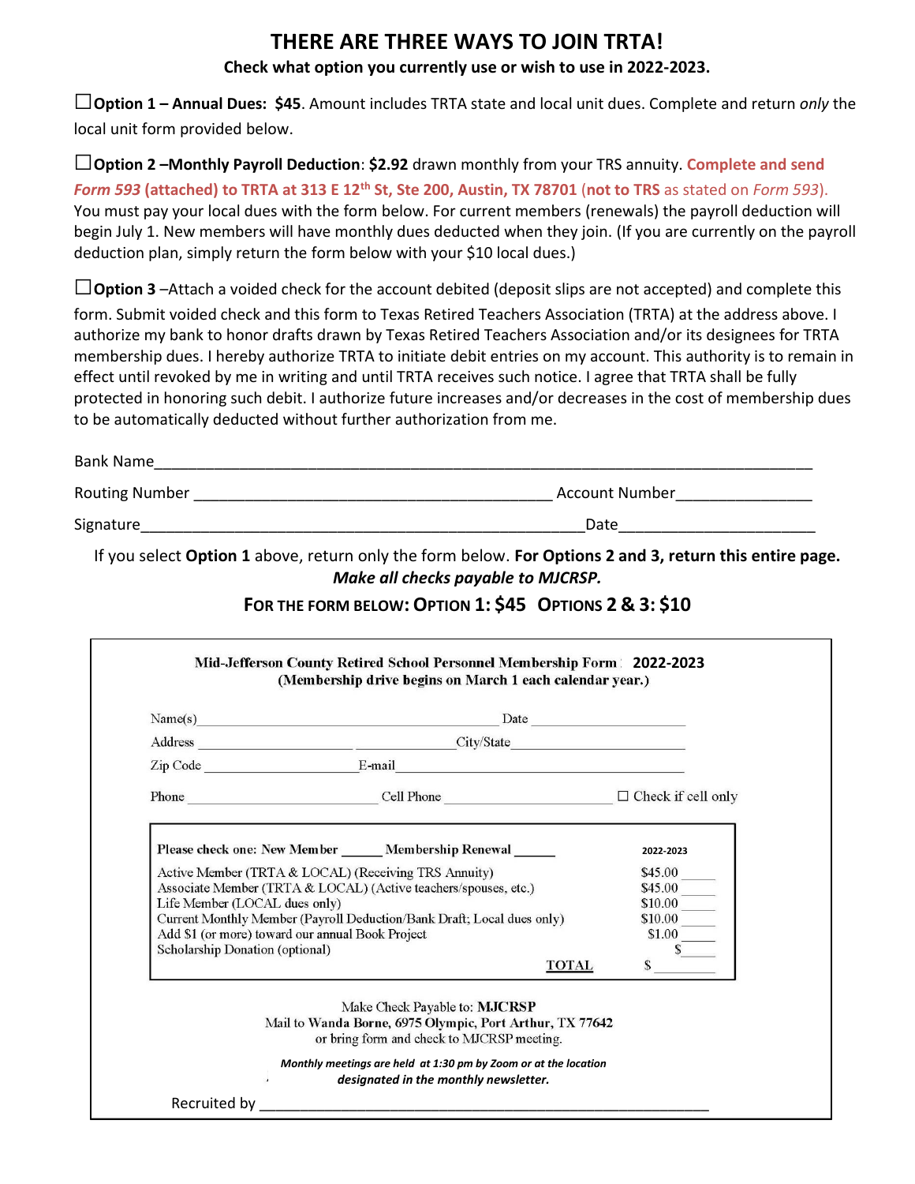# THERE ARE THREE WAYS TO JOIN TRTA!

**Check what option you currently use or wish to use in 2022-2023.**

☐**Option 1 – Annual Dues: $45**. Amount includes TRTA state and local unit dues. Complete and return *only* the local unit form provided below.

☐**Option 2 –Monthly Payroll Deduction**: **$2.92** drawn monthly from your TRS annuity. **Complete and send *Form 593* (attached) to TRTA at 313 E 12th St, Ste 200, Austin, TX 78701** (**not to TRS** as stated on *Form 593*). You must pay your local dues with the form below. For current members (renewals) the payroll deduction will begin July 1. New members will have monthly dues deducted when they join. (If you are currently on the payroll deduction plan, simply return the form below with your $10 local dues.)

☐**Option 3** –Attach a voided check for the account debited (deposit slips are not accepted) and complete this form. Submit voided check and this form to Texas Retired Teachers Association (TRTA) at the address above. I authorize my bank to honor drafts drawn by Texas Retired Teachers Association and/or its designees for TRTA membership dues. I hereby authorize TRTA to initiate debit entries on my account. This authority is to remain in effect until revoked by me in writing and until TRTA receives such notice. I agree that TRTA shall be fully protected in honoring such debit. I authorize future increases and/or decreases in the cost of membership dues to be automatically deducted without further authorization from me.

Bank Name_______________________________________________

Routing Number ___________________________ Account Number________________

Signature_________________________________ Date_______________________

If you select **Option 1** above, return only the form below. **For Options 2 and 3, return this entire page.**

***Make all checks payable to MJCRSP.***

**FOR THE FORM BELOW: OPTION 1: $45 OPTIONS 2 & 3: $10**

---

**Mid-Jefferson County Retired School Personnel Membership Form 2022-2023**
**(Membership drive begins on March 1 each calendar year.)**

Name(s)_______________________________ Date ________________

Address ________________ ____________ City/State____________________

Zip Code __________________ E-mail_________________________________

Phone _____________________ Cell Phone ___________________ ☐ Check if cell only

Please check one: New Member ______ Membership Renewal ______

| | 2022-2023 |
|---|---|
| Active Member (TRTA & LOCAL) (Receiving TRS Annuity) | $45.00 _____ |
| Associate Member (TRTA & LOCAL) (Active teachers/spouses, etc.) | $45.00 _____ |
| Life Member (LOCAL dues only) | $10.00 _____ |
| Current Monthly Member (Payroll Deduction/Bank Draft; Local dues only) | $10.00 _____ |
| Add $1 (or more) toward our annual Book Project | $1.00 _____ |
| Scholarship Donation (optional) | $_____ |
| TOTAL | $ ________ |

Make Check Payable to: **MJCRSP**
Mail to **Wanda Borne, 6975 Olympic, Port Arthur, TX 77642**
or bring form and check to MJCRSP meeting.

***Monthly meetings are held at 1:30 pm by Zoom or at the location designated in the monthly newsletter.***

Recruited by ___________________________________________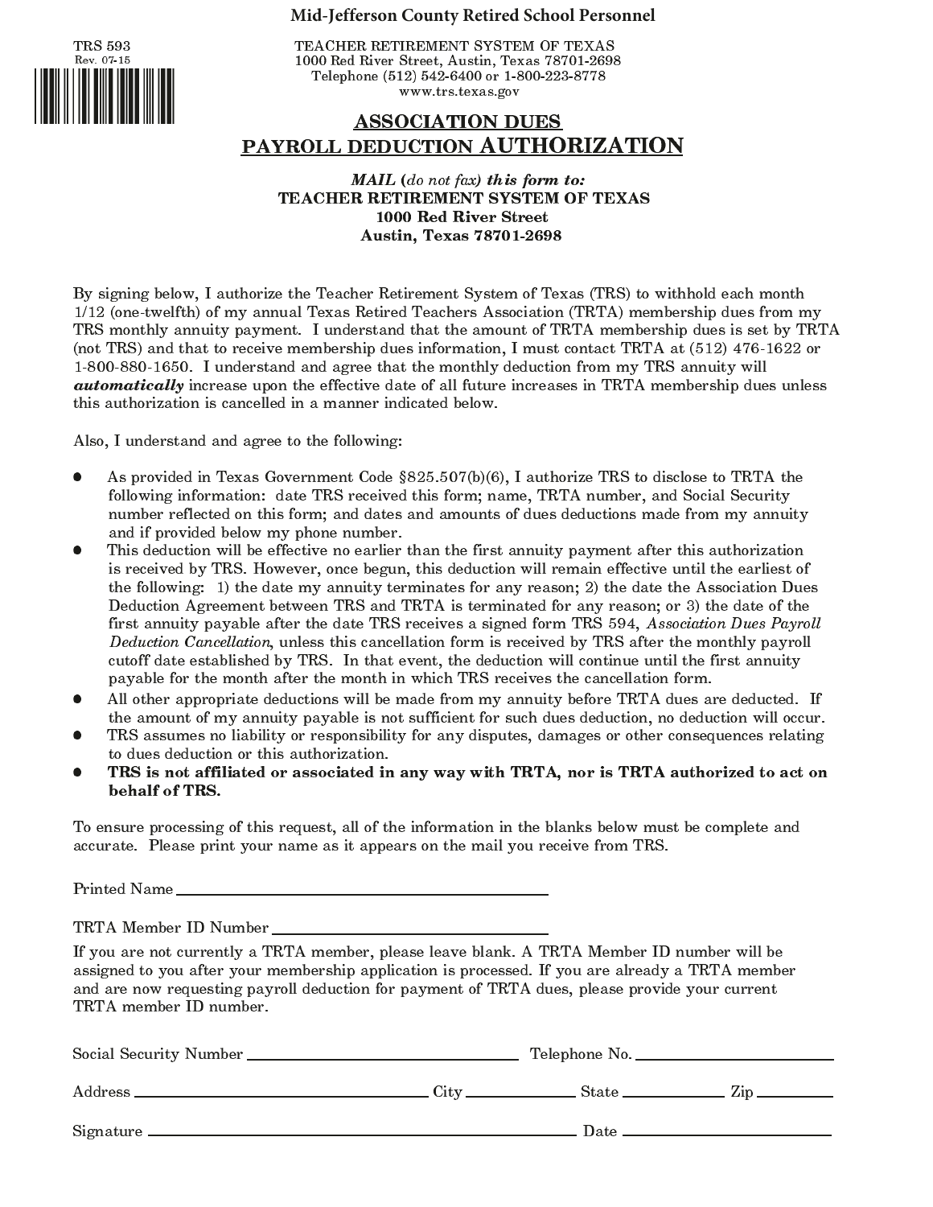Mid-Jefferson County Retired School Personnel

TRS 593
Rev. 07-15

TEACHER RETIREMENT SYSTEM OF TEXAS
1000 Red River Street, Austin, Texas 78701-2698
Telephone (512) 542-6400 or 1-800-223-8778
www.trs.texas.gov

# ASSOCIATION DUES PAYROLL DEDUCTION AUTHORIZATION

***MAIL** (do not fax) **this form to:***
**TEACHER RETIREMENT SYSTEM OF TEXAS**
**1000 Red River Street**
**Austin, Texas 78701-2698**

By signing below, I authorize the Teacher Retirement System of Texas (TRS) to withhold each month 1/12 (one-twelfth) of my annual Texas Retired Teachers Association (TRTA) membership dues from my TRS monthly annuity payment. I understand that the amount of TRTA membership dues is set by TRTA (not TRS) and that to receive membership dues information, I must contact TRTA at (512) 476-1622 or 1-800-880-1650. I understand and agree that the monthly deduction from my TRS annuity will ***automatically*** increase upon the effective date of all future increases in TRTA membership dues unless this authorization is cancelled in a manner indicated below.

Also, I understand and agree to the following:

- As provided in Texas Government Code §825.507(b)(6), I authorize TRS to disclose to TRTA the following information: date TRS received this form; name, TRTA number, and Social Security number reflected on this form; and dates and amounts of dues deductions made from my annuity and if provided below my phone number.
- This deduction will be effective no earlier than the first annuity payment after this authorization is received by TRS. However, once begun, this deduction will remain effective until the earliest of the following: 1) the date my annuity terminates for any reason; 2) the date the Association Dues Deduction Agreement between TRS and TRTA is terminated for any reason; or 3) the date of the first annuity payable after the date TRS receives a signed form TRS 594, *Association Dues Payroll Deduction Cancellation*, unless this cancellation form is received by TRS after the monthly payroll cutoff date established by TRS. In that event, the deduction will continue until the first annuity payable for the month after the month in which TRS receives the cancellation form.
- All other appropriate deductions will be made from my annuity before TRTA dues are deducted. If the amount of my annuity payable is not sufficient for such dues deduction, no deduction will occur.
- TRS assumes no liability or responsibility for any disputes, damages or other consequences relating to dues deduction or this authorization.
- **TRS is not affiliated or associated in any way with TRTA, nor is TRTA authorized to act on behalf of TRS.**

To ensure processing of this request, all of the information in the blanks below must be complete and accurate. Please print your name as it appears on the mail you receive from TRS.

Printed Name ______________________________

TRTA Member ID Number ______________________________

If you are not currently a TRTA member, please leave blank. A TRTA Member ID number will be assigned to you after your membership application is processed. If you are already a TRTA member and are now requesting payroll deduction for payment of TRTA dues, please provide your current TRTA member ID number.

Social Security Number ______________________________ Telephone No. ______________________________

Address ______________________________ City ____________ State ____________ Zip ____________

Signature ______________________________ Date ______________________________